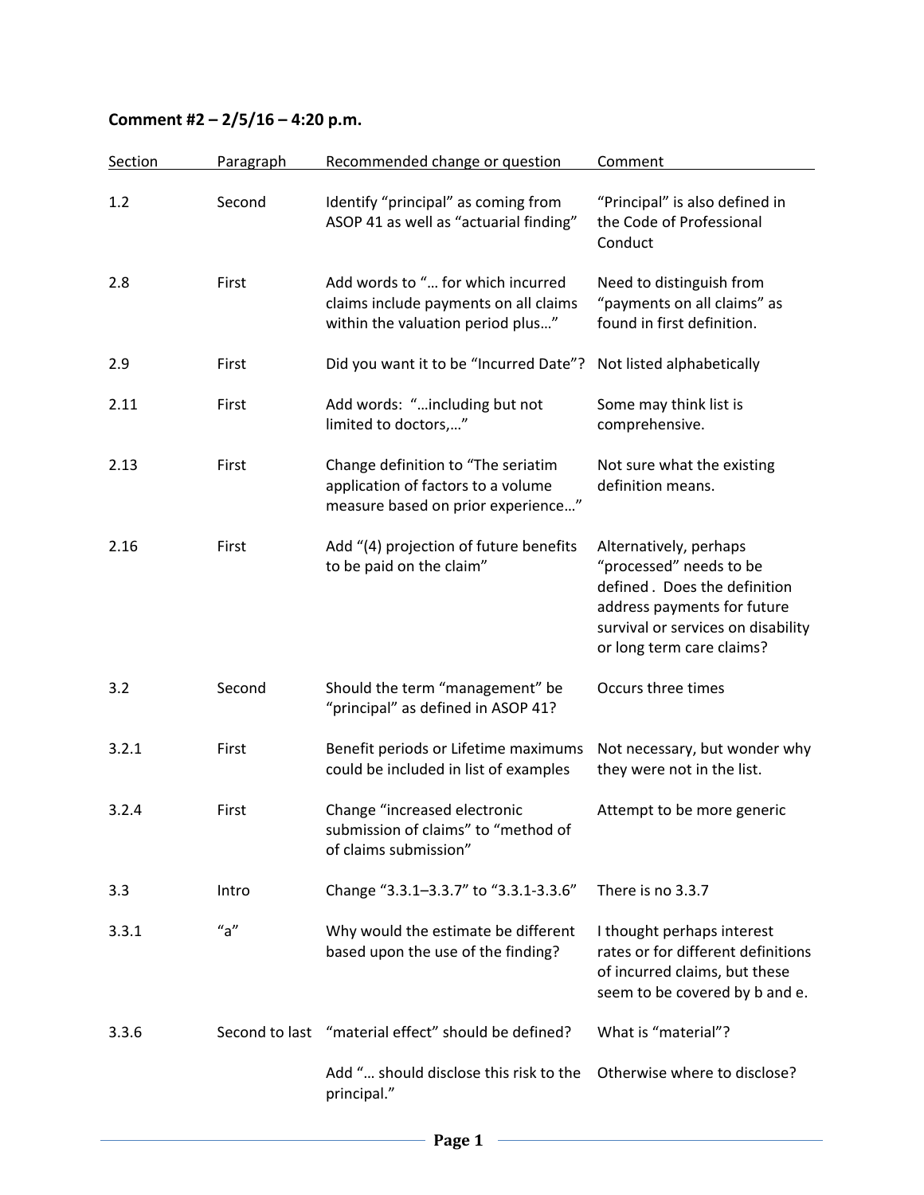**Comment #2 – 2/5/16 – 4:20 p.m.**

| Section | Paragraph | Recommended change or question | Comment |
|---|---|---|---|
| 1.2 | Second | Identify "principal" as coming from ASOP 41 as well as "actuarial finding" | "Principal" is also defined in the Code of Professional Conduct |
| 2.8 | First | Add words to "… for which incurred claims include payments on all claims within the valuation period plus…" | Need to distinguish from "payments on all claims" as found in first definition. |
| 2.9 | First | Did you want it to be "Incurred Date"? | Not listed alphabetically |
| 2.11 | First | Add words: "…including but not limited to doctors,…" | Some may think list is comprehensive. |
| 2.13 | First | Change definition to "The seriatim application of factors to a volume measure based on prior experience…" | Not sure what the existing definition means. |
| 2.16 | First | Add "(4) projection of future benefits to be paid on the claim" | Alternatively, perhaps "processed" needs to be defined . Does the definition address payments for future survival or services on disability or long term care claims? |
| 3.2 | Second | Should the term "management" be "principal" as defined in ASOP 41? | Occurs three times |
| 3.2.1 | First | Benefit periods or Lifetime maximums could be included in list of examples | Not necessary, but wonder why they were not in the list. |
| 3.2.4 | First | Change "increased electronic submission of claims" to "method of of claims submission" | Attempt to be more generic |
| 3.3 | Intro | Change "3.3.1–3.3.7" to "3.3.1-3.3.6" | There is no 3.3.7 |
| 3.3.1 | "a" | Why would the estimate be different based upon the use of the finding? | I thought perhaps interest rates or for different definitions of incurred claims, but these seem to be covered by b and e. |
| 3.3.6 | Second to last | "material effect" should be defined? | What is "material"? |
| | | Add "… should disclose this risk to the principal." | Otherwise where to disclose? |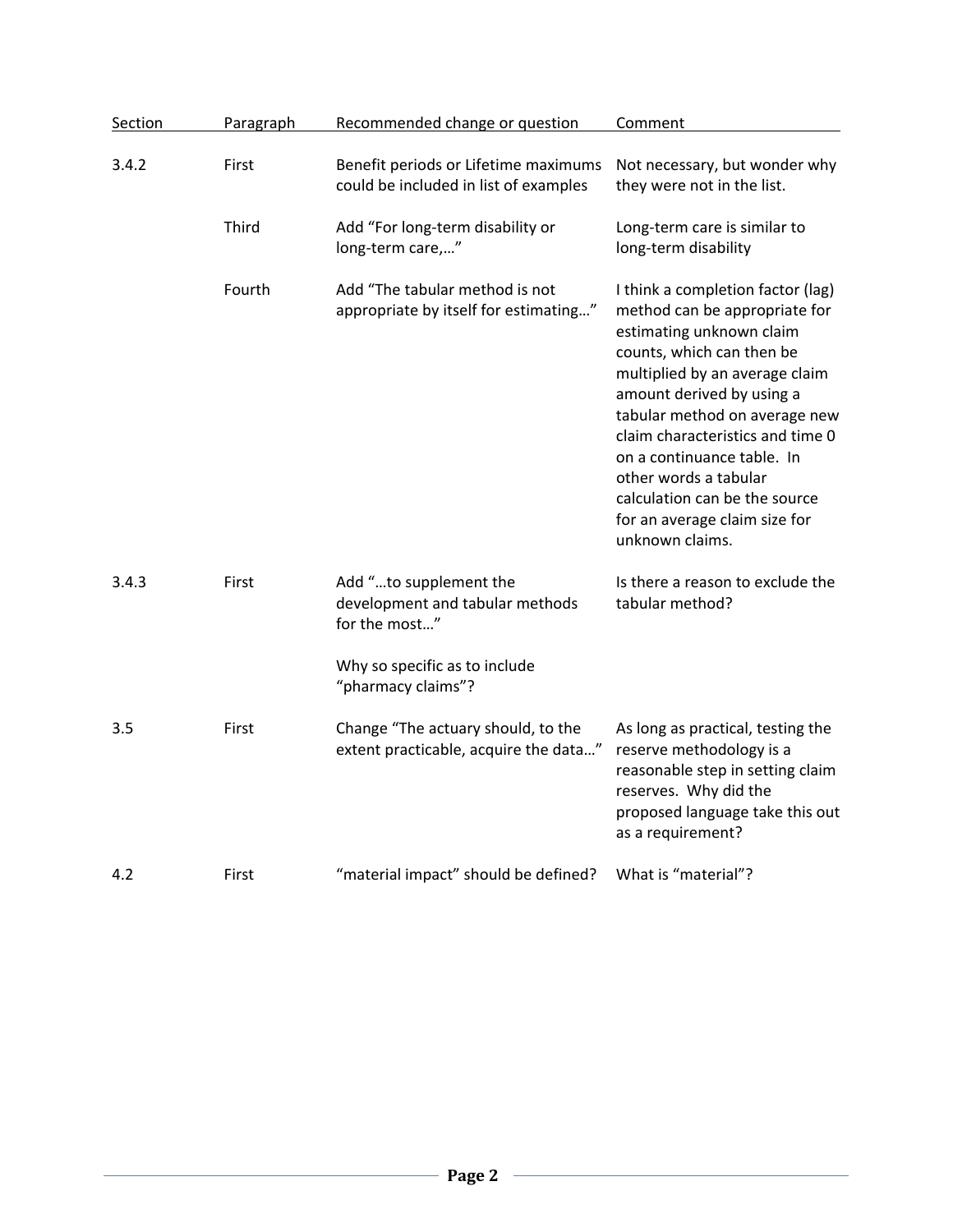| Section | Paragraph | Recommended change or question | Comment |
| --- | --- | --- | --- |
| 3.4.2 | First | Benefit periods or Lifetime maximums could be included in list of examples | Not necessary, but wonder why they were not in the list. |
| | Third | Add "For long-term disability or long-term care,…" | Long-term care is similar to long-term disability |
| | Fourth | Add "The tabular method is not appropriate by itself for estimating…" | I think a completion factor (lag) method can be appropriate for estimating unknown claim counts, which can then be multiplied by an average claim amount derived by using a tabular method on average new claim characteristics and time 0 on a continuance table. In other words a tabular calculation can be the source for an average claim size for unknown claims. |
| 3.4.3 | First | Add "…to supplement the development and tabular methods for the most…"<br><br>Why so specific as to include "pharmacy claims"? | Is there a reason to exclude the tabular method? |
| 3.5 | First | Change "The actuary should, to the extent practicable, acquire the data…" | As long as practical, testing the reserve methodology is a reasonable step in setting claim reserves. Why did the proposed language take this out as a requirement? |
| 4.2 | First | "material impact" should be defined? | What is "material"? |